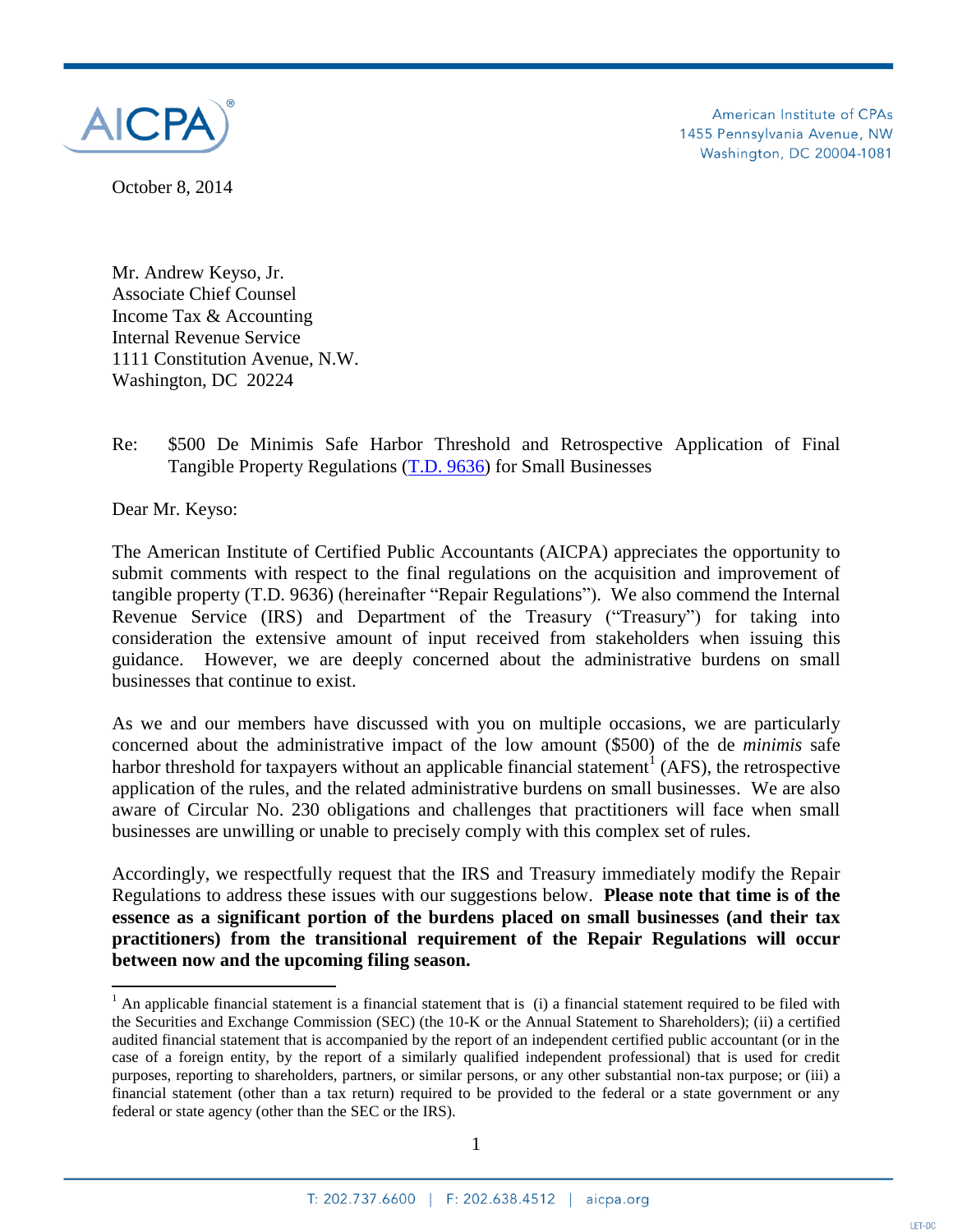AICPA®

American Institute of CPAs
1455 Pennsylvania Avenue, NW
Washington, DC 20004-1081

October 8, 2014

Mr. Andrew Keyso, Jr.
Associate Chief Counsel
Income Tax & Accounting
Internal Revenue Service
1111 Constitution Avenue, N.W.
Washington, DC 20224

Re: $500 De Minimis Safe Harbor Threshold and Retrospective Application of Final Tangible Property Regulations (T.D. 9636) for Small Businesses

Dear Mr. Keyso:

The American Institute of Certified Public Accountants (AICPA) appreciates the opportunity to submit comments with respect to the final regulations on the acquisition and improvement of tangible property (T.D. 9636) (hereinafter "Repair Regulations"). We also commend the Internal Revenue Service (IRS) and Department of the Treasury ("Treasury") for taking into consideration the extensive amount of input received from stakeholders when issuing this guidance. However, we are deeply concerned about the administrative burdens on small businesses that continue to exist.

As we and our members have discussed with you on multiple occasions, we are particularly concerned about the administrative impact of the low amount ($500) of the de *minimis* safe harbor threshold for taxpayers without an applicable financial statement[1] (AFS), the retrospective application of the rules, and the related administrative burdens on small businesses. We are also aware of Circular No. 230 obligations and challenges that practitioners will face when small businesses are unwilling or unable to precisely comply with this complex set of rules.

Accordingly, we respectfully request that the IRS and Treasury immediately modify the Repair Regulations to address these issues with our suggestions below. **Please note that time is of the essence as a significant portion of the burdens placed on small businesses (and their tax practitioners) from the transitional requirement of the Repair Regulations will occur between now and the upcoming filing season.**

---

[1] An applicable financial statement is a financial statement that is (i) a financial statement required to be filed with the Securities and Exchange Commission (SEC) (the 10-K or the Annual Statement to Shareholders); (ii) a certified audited financial statement that is accompanied by the report of an independent certified public accountant (or in the case of a foreign entity, by the report of a similarly qualified independent professional) that is used for credit purposes, reporting to shareholders, partners, or similar persons, or any other substantial non-tax purpose; or (iii) a financial statement (other than a tax return) required to be provided to the federal or a state government or any federal or state agency (other than the SEC or the IRS).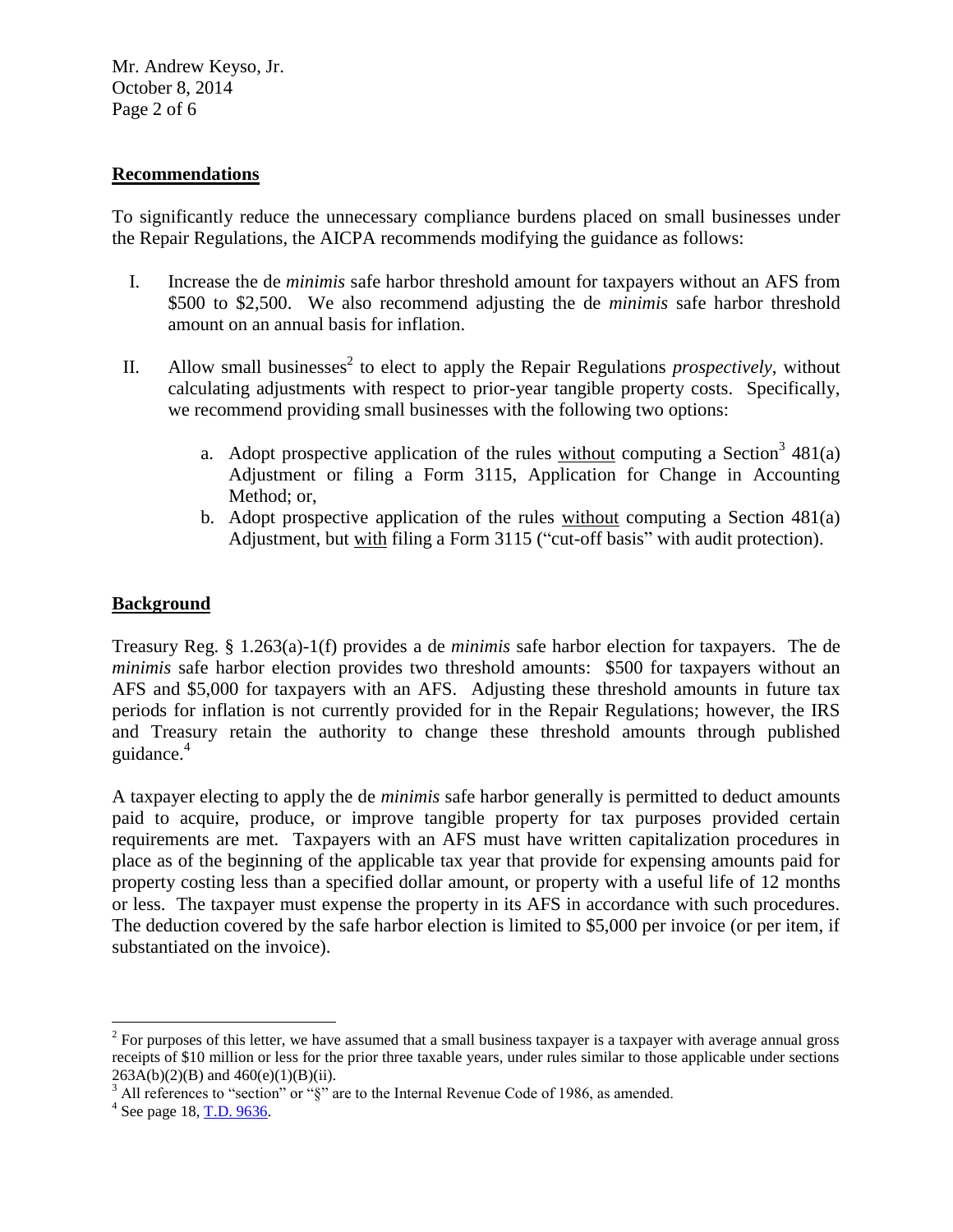## Recommendations

To significantly reduce the unnecessary compliance burdens placed on small businesses under the Repair Regulations, the AICPA recommends modifying the guidance as follows:

I. Increase the de *minimis* safe harbor threshold amount for taxpayers without an AFS from \$500 to \$2,500. We also recommend adjusting the de *minimis* safe harbor threshold amount on an annual basis for inflation.

II. Allow small businesses[2] to elect to apply the Repair Regulations *prospectively*, without calculating adjustments with respect to prior-year tangible property costs. Specifically, we recommend providing small businesses with the following two options:

   a. Adopt prospective application of the rules without computing a Section[3] 481(a) Adjustment or filing a Form 3115, Application for Change in Accounting Method; or,

   b. Adopt prospective application of the rules without computing a Section 481(a) Adjustment, but with filing a Form 3115 ("cut-off basis" with audit protection).

## Background

Treasury Reg. § 1.263(a)-1(f) provides a de *minimis* safe harbor election for taxpayers. The de *minimis* safe harbor election provides two threshold amounts: \$500 for taxpayers without an AFS and \$5,000 for taxpayers with an AFS. Adjusting these threshold amounts in future tax periods for inflation is not currently provided for in the Repair Regulations; however, the IRS and Treasury retain the authority to change these threshold amounts through published guidance.[4]

A taxpayer electing to apply the de *minimis* safe harbor generally is permitted to deduct amounts paid to acquire, produce, or improve tangible property for tax purposes provided certain requirements are met. Taxpayers with an AFS must have written capitalization procedures in place as of the beginning of the applicable tax year that provide for expensing amounts paid for property costing less than a specified dollar amount, or property with a useful life of 12 months or less. The taxpayer must expense the property in its AFS in accordance with such procedures. The deduction covered by the safe harbor election is limited to \$5,000 per invoice (or per item, if substantiated on the invoice).

---

[2] For purposes of this letter, we have assumed that a small business taxpayer is a taxpayer with average annual gross receipts of \$10 million or less for the prior three taxable years, under rules similar to those applicable under sections 263A(b)(2)(B) and 460(e)(1)(B)(ii).

[3] All references to "section" or "§" are to the Internal Revenue Code of 1986, as amended.

[4] See page 18, T.D. 9636.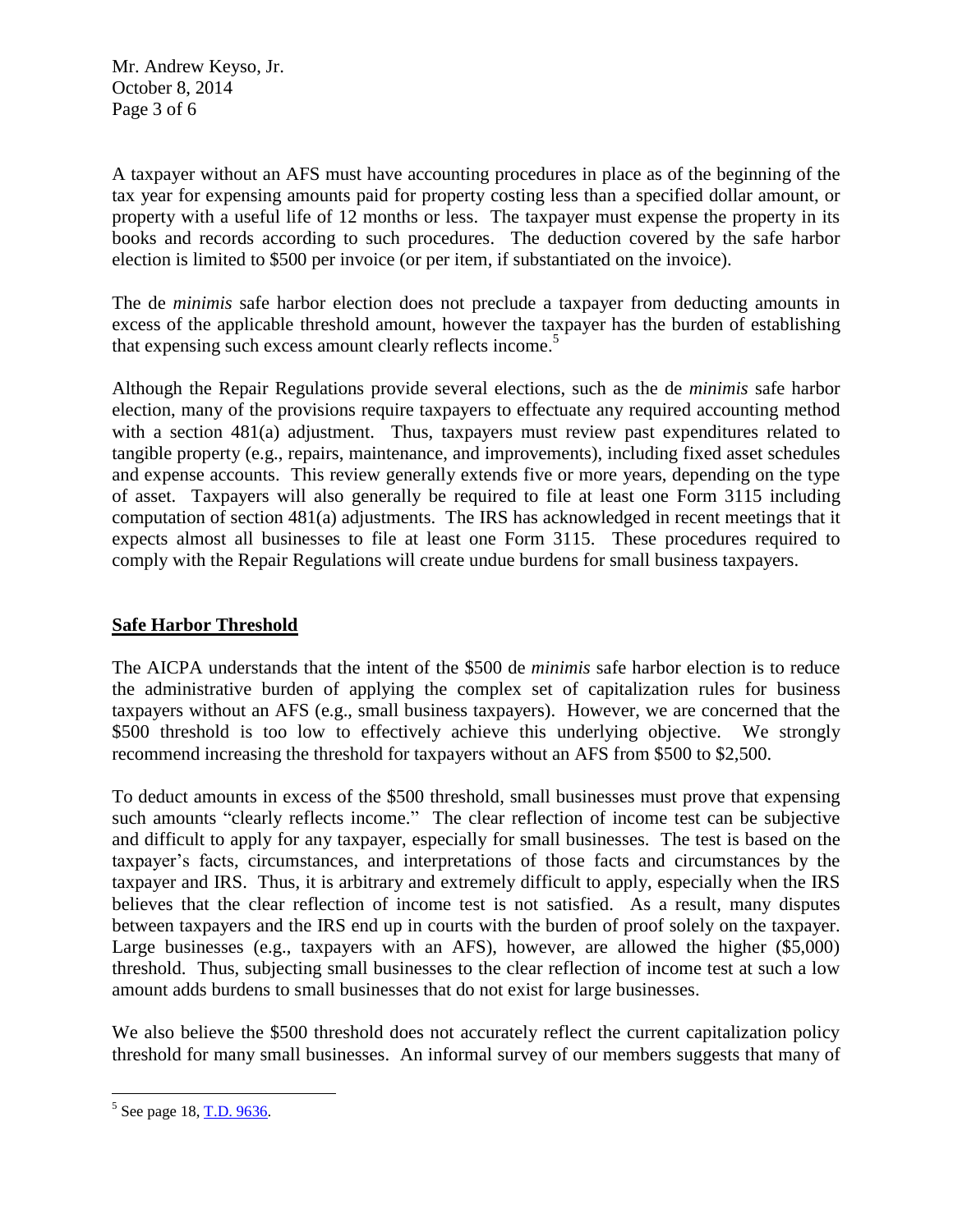A taxpayer without an AFS must have accounting procedures in place as of the beginning of the tax year for expensing amounts paid for property costing less than a specified dollar amount, or property with a useful life of 12 months or less. The taxpayer must expense the property in its books and records according to such procedures. The deduction covered by the safe harbor election is limited to $500 per invoice (or per item, if substantiated on the invoice).

The de *minimis* safe harbor election does not preclude a taxpayer from deducting amounts in excess of the applicable threshold amount, however the taxpayer has the burden of establishing that expensing such excess amount clearly reflects income.[5]

Although the Repair Regulations provide several elections, such as the de *minimis* safe harbor election, many of the provisions require taxpayers to effectuate any required accounting method with a section 481(a) adjustment. Thus, taxpayers must review past expenditures related to tangible property (e.g., repairs, maintenance, and improvements), including fixed asset schedules and expense accounts. This review generally extends five or more years, depending on the type of asset. Taxpayers will also generally be required to file at least one Form 3115 including computation of section 481(a) adjustments. The IRS has acknowledged in recent meetings that it expects almost all businesses to file at least one Form 3115. These procedures required to comply with the Repair Regulations will create undue burdens for small business taxpayers.

## Safe Harbor Threshold

The AICPA understands that the intent of the $500 de *minimis* safe harbor election is to reduce the administrative burden of applying the complex set of capitalization rules for business taxpayers without an AFS (e.g., small business taxpayers). However, we are concerned that the $500 threshold is too low to effectively achieve this underlying objective. We strongly recommend increasing the threshold for taxpayers without an AFS from $500 to $2,500.

To deduct amounts in excess of the $500 threshold, small businesses must prove that expensing such amounts "clearly reflects income." The clear reflection of income test can be subjective and difficult to apply for any taxpayer, especially for small businesses. The test is based on the taxpayer's facts, circumstances, and interpretations of those facts and circumstances by the taxpayer and IRS. Thus, it is arbitrary and extremely difficult to apply, especially when the IRS believes that the clear reflection of income test is not satisfied. As a result, many disputes between taxpayers and the IRS end up in courts with the burden of proof solely on the taxpayer. Large businesses (e.g., taxpayers with an AFS), however, are allowed the higher ($5,000) threshold. Thus, subjecting small businesses to the clear reflection of income test at such a low amount adds burdens to small businesses that do not exist for large businesses.

We also believe the $500 threshold does not accurately reflect the current capitalization policy threshold for many small businesses. An informal survey of our members suggests that many of

---

[5] See page 18, T.D. 9636.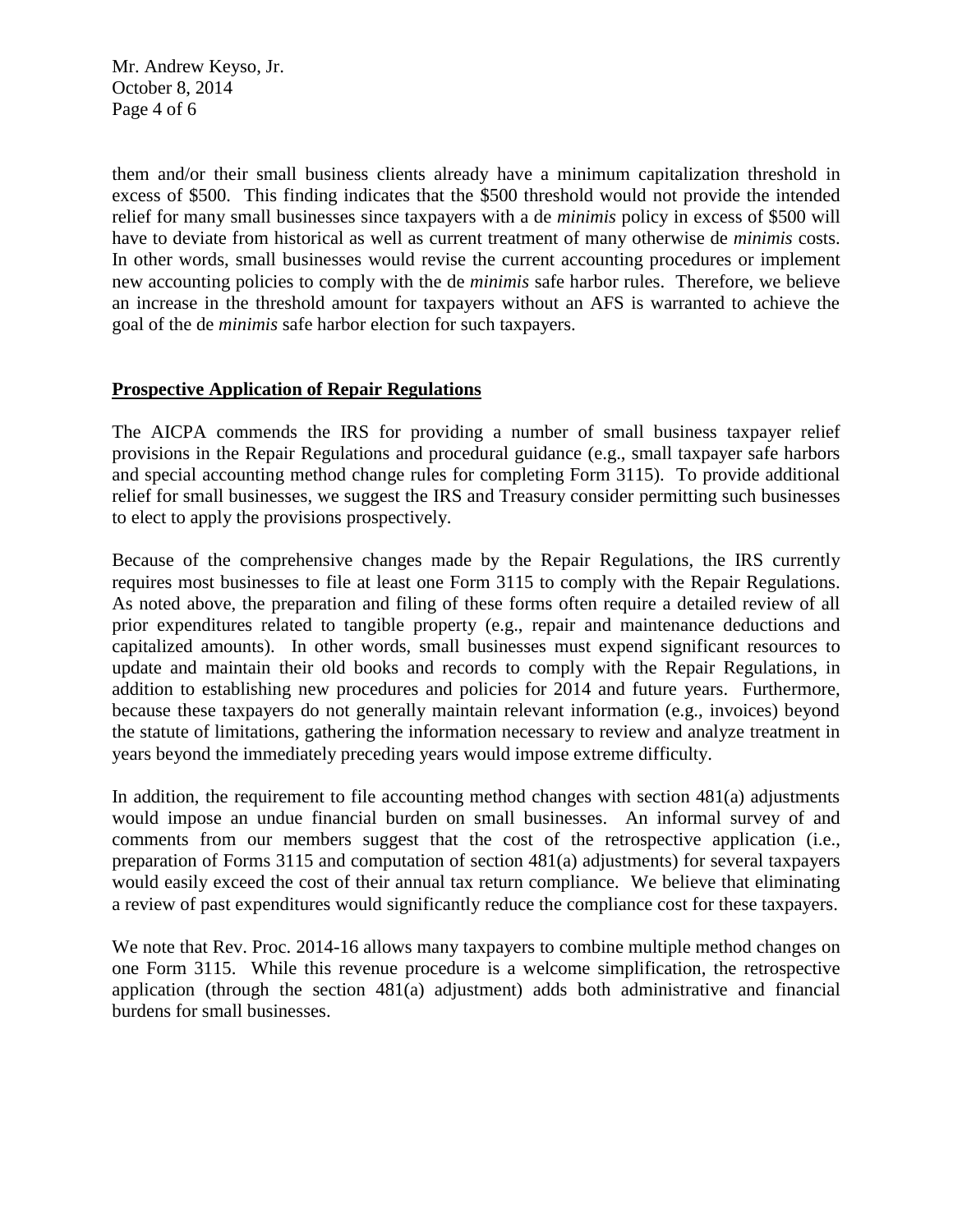them and/or their small business clients already have a minimum capitalization threshold in excess of $500. This finding indicates that the $500 threshold would not provide the intended relief for many small businesses since taxpayers with a de *minimis* policy in excess of $500 will have to deviate from historical as well as current treatment of many otherwise de *minimis* costs. In other words, small businesses would revise the current accounting procedures or implement new accounting policies to comply with the de *minimis* safe harbor rules. Therefore, we believe an increase in the threshold amount for taxpayers without an AFS is warranted to achieve the goal of the de *minimis* safe harbor election for such taxpayers.

**Prospective Application of Repair Regulations**

The AICPA commends the IRS for providing a number of small business taxpayer relief provisions in the Repair Regulations and procedural guidance (e.g., small taxpayer safe harbors and special accounting method change rules for completing Form 3115). To provide additional relief for small businesses, we suggest the IRS and Treasury consider permitting such businesses to elect to apply the provisions prospectively.

Because of the comprehensive changes made by the Repair Regulations, the IRS currently requires most businesses to file at least one Form 3115 to comply with the Repair Regulations. As noted above, the preparation and filing of these forms often require a detailed review of all prior expenditures related to tangible property (e.g., repair and maintenance deductions and capitalized amounts). In other words, small businesses must expend significant resources to update and maintain their old books and records to comply with the Repair Regulations, in addition to establishing new procedures and policies for 2014 and future years. Furthermore, because these taxpayers do not generally maintain relevant information (e.g., invoices) beyond the statute of limitations, gathering the information necessary to review and analyze treatment in years beyond the immediately preceding years would impose extreme difficulty.

In addition, the requirement to file accounting method changes with section 481(a) adjustments would impose an undue financial burden on small businesses. An informal survey of and comments from our members suggest that the cost of the retrospective application (i.e., preparation of Forms 3115 and computation of section 481(a) adjustments) for several taxpayers would easily exceed the cost of their annual tax return compliance. We believe that eliminating a review of past expenditures would significantly reduce the compliance cost for these taxpayers.

We note that Rev. Proc. 2014-16 allows many taxpayers to combine multiple method changes on one Form 3115. While this revenue procedure is a welcome simplification, the retrospective application (through the section 481(a) adjustment) adds both administrative and financial burdens for small businesses.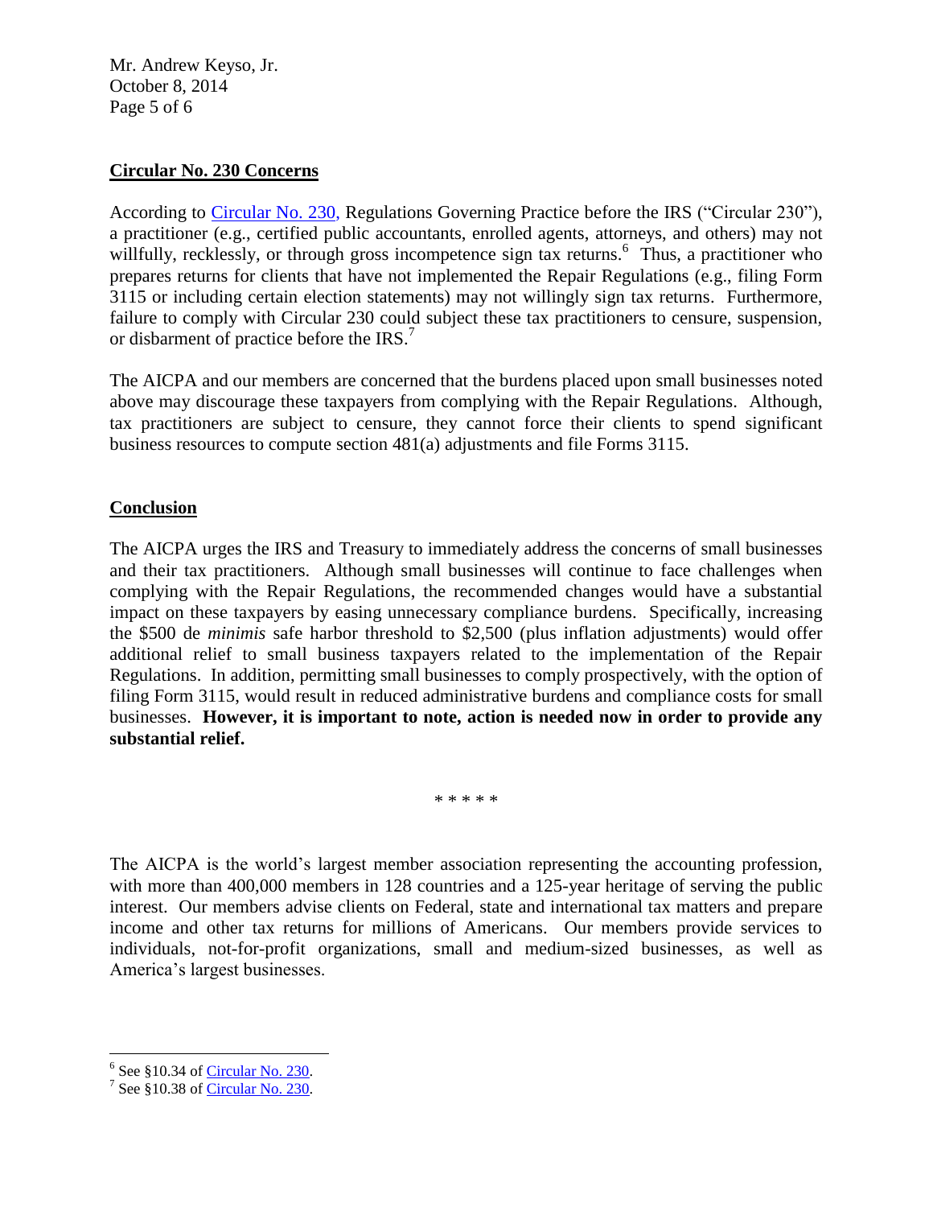**Circular No. 230 Concerns**

According to Circular No. 230, Regulations Governing Practice before the IRS ("Circular 230"), a practitioner (e.g., certified public accountants, enrolled agents, attorneys, and others) may not willfully, recklessly, or through gross incompetence sign tax returns.[6] Thus, a practitioner who prepares returns for clients that have not implemented the Repair Regulations (e.g., filing Form 3115 or including certain election statements) may not willingly sign tax returns. Furthermore, failure to comply with Circular 230 could subject these tax practitioners to censure, suspension, or disbarment of practice before the IRS.[7]

The AICPA and our members are concerned that the burdens placed upon small businesses noted above may discourage these taxpayers from complying with the Repair Regulations. Although, tax practitioners are subject to censure, they cannot force their clients to spend significant business resources to compute section 481(a) adjustments and file Forms 3115.

**Conclusion**

The AICPA urges the IRS and Treasury to immediately address the concerns of small businesses and their tax practitioners. Although small businesses will continue to face challenges when complying with the Repair Regulations, the recommended changes would have a substantial impact on these taxpayers by easing unnecessary compliance burdens. Specifically, increasing the $500 de *minimis* safe harbor threshold to $2,500 (plus inflation adjustments) would offer additional relief to small business taxpayers related to the implementation of the Repair Regulations. In addition, permitting small businesses to comply prospectively, with the option of filing Form 3115, would result in reduced administrative burdens and compliance costs for small businesses. **However, it is important to note, action is needed now in order to provide any substantial relief.**

* * * * *

The AICPA is the world's largest member association representing the accounting profession, with more than 400,000 members in 128 countries and a 125-year heritage of serving the public interest. Our members advise clients on Federal, state and international tax matters and prepare income and other tax returns for millions of Americans. Our members provide services to individuals, not-for-profit organizations, small and medium-sized businesses, as well as America's largest businesses.

---

[6] See §10.34 of Circular No. 230.

[7] See §10.38 of Circular No. 230.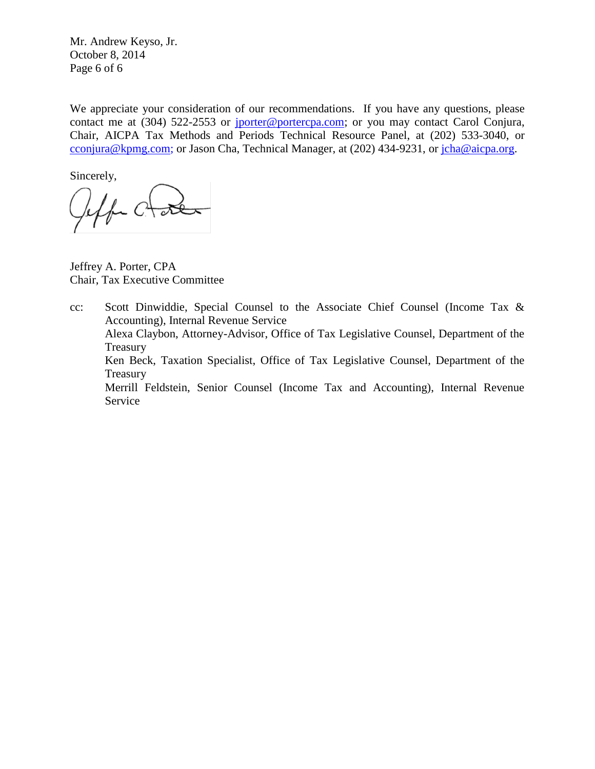We appreciate your consideration of our recommendations. If you have any questions, please contact me at (304) 522-2553 or jporter@portercpa.com; or you may contact Carol Conjura, Chair, AICPA Tax Methods and Periods Technical Resource Panel, at (202) 533-3040, or cconjura@kpmg.com; or Jason Cha, Technical Manager, at (202) 434-9231, or jcha@aicpa.org.

Sincerely,

Jeffrey A. Porter, CPA
Chair, Tax Executive Committee

cc: Scott Dinwiddie, Special Counsel to the Associate Chief Counsel (Income Tax & Accounting), Internal Revenue Service
Alexa Claybon, Attorney-Advisor, Office of Tax Legislative Counsel, Department of the Treasury
Ken Beck, Taxation Specialist, Office of Tax Legislative Counsel, Department of the Treasury
Merrill Feldstein, Senior Counsel (Income Tax and Accounting), Internal Revenue Service